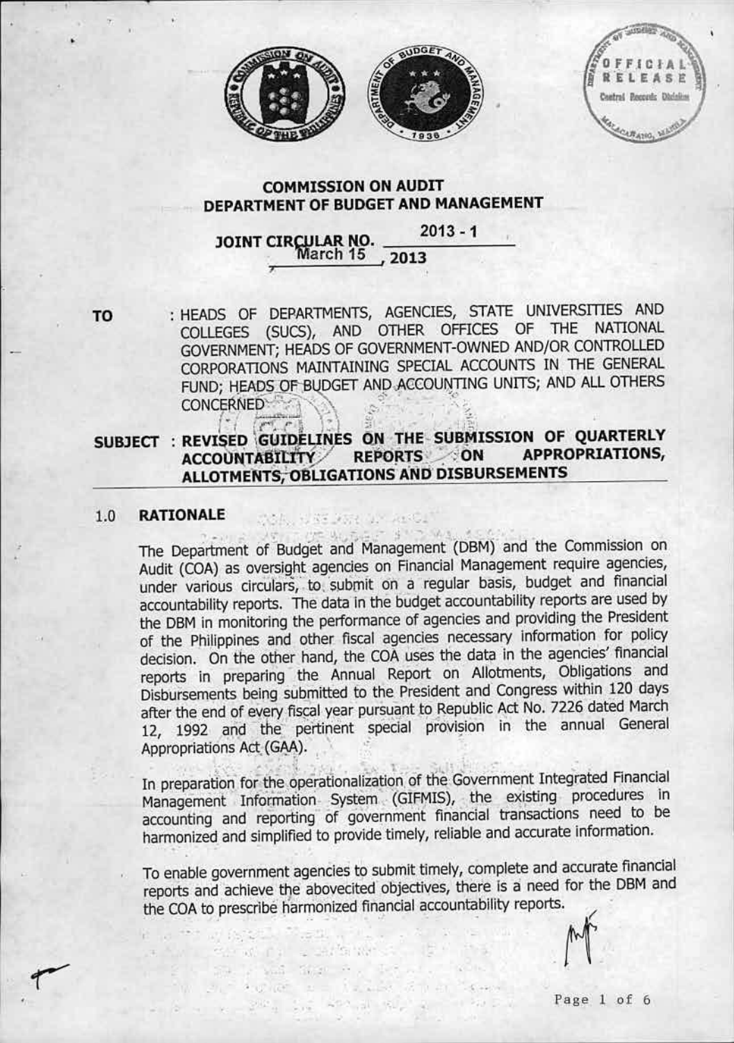**COMMISSION ON AUDIT**
**DEPARTMENT OF BUDGET AND MANAGEMENT**

**JOINT CIRCULAR NO. 2013 - 1**
**March 15, 2013**

**TO** : HEADS OF DEPARTMENTS, AGENCIES, STATE UNIVERSITIES AND COLLEGES (SUCS), AND OTHER OFFICES OF THE NATIONAL GOVERNMENT; HEADS OF GOVERNMENT-OWNED AND/OR CONTROLLED CORPORATIONS MAINTAINING SPECIAL ACCOUNTS IN THE GENERAL FUND; HEADS OF BUDGET AND ACCOUNTING UNITS; AND ALL OTHERS CONCERNED

**SUBJECT : REVISED GUIDELINES ON THE SUBMISSION OF QUARTERLY ACCOUNTABILITY REPORTS ON APPROPRIATIONS, ALLOTMENTS, OBLIGATIONS AND DISBURSEMENTS**

## 1.0 RATIONALE

The Department of Budget and Management (DBM) and the Commission on Audit (COA) as oversight agencies on Financial Management require agencies, under various circulars, to submit on a regular basis, budget and financial accountability reports. The data in the budget accountability reports are used by the DBM in monitoring the performance of agencies and providing the President of the Philippines and other fiscal agencies necessary information for policy decision. On the other hand, the COA uses the data in the agencies' financial reports in preparing the Annual Report on Allotments, Obligations and Disbursements being submitted to the President and Congress within 120 days after the end of every fiscal year pursuant to Republic Act No. 7226 dated March 12, 1992 and the pertinent special provision in the annual General Appropriations Act (GAA).

In preparation for the operationalization of the Government Integrated Financial Management Information System (GIFMIS), the existing procedures in accounting and reporting of government financial transactions need to be harmonized and simplified to provide timely, reliable and accurate information.

To enable government agencies to submit timely, complete and accurate financial reports and achieve the abovecited objectives, there is a need for the DBM and the COA to prescribe harmonized financial accountability reports.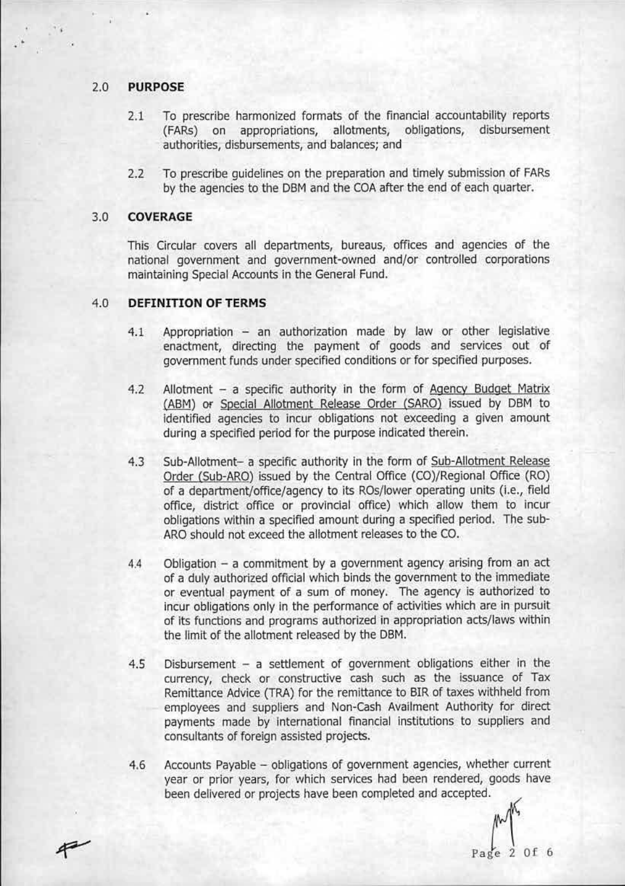## 2.0 PURPOSE

2.1 To prescribe harmonized formats of the financial accountability reports (FARs) on appropriations, allotments, obligations, disbursement authorities, disbursements, and balances; and

2.2 To prescribe guidelines on the preparation and timely submission of FARs by the agencies to the DBM and the COA after the end of each quarter.

## 3.0 COVERAGE

This Circular covers all departments, bureaus, offices and agencies of the national government and government-owned and/or controlled corporations maintaining Special Accounts in the General Fund.

## 4.0 DEFINITION OF TERMS

4.1 Appropriation – an authorization made by law or other legislative enactment, directing the payment of goods and services out of government funds under specified conditions or for specified purposes.

4.2 Allotment – a specific authority in the form of Agency Budget Matrix (ABM) or Special Allotment Release Order (SARO) issued by DBM to identified agencies to incur obligations not exceeding a given amount during a specified period for the purpose indicated therein.

4.3 Sub-Allotment– a specific authority in the form of Sub-Allotment Release Order (Sub-ARO) issued by the Central Office (CO)/Regional Office (RO) of a department/office/agency to its ROs/lower operating units (i.e., field office, district office or provincial office) which allow them to incur obligations within a specified amount during a specified period. The sub-ARO should not exceed the allotment releases to the CO.

4.4 Obligation – a commitment by a government agency arising from an act of a duly authorized official which binds the government to the immediate or eventual payment of a sum of money. The agency is authorized to incur obligations only in the performance of activities which are in pursuit of its functions and programs authorized in appropriation acts/laws within the limit of the allotment released by the DBM.

4.5 Disbursement – a settlement of government obligations either in the currency, check or constructive cash such as the issuance of Tax Remittance Advice (TRA) for the remittance to BIR of taxes withheld from employees and suppliers and Non-Cash Availment Authority for direct payments made by international financial institutions to suppliers and consultants of foreign assisted projects.

4.6 Accounts Payable – obligations of government agencies, whether current year or prior years, for which services had been rendered, goods have been delivered or projects have been completed and accepted.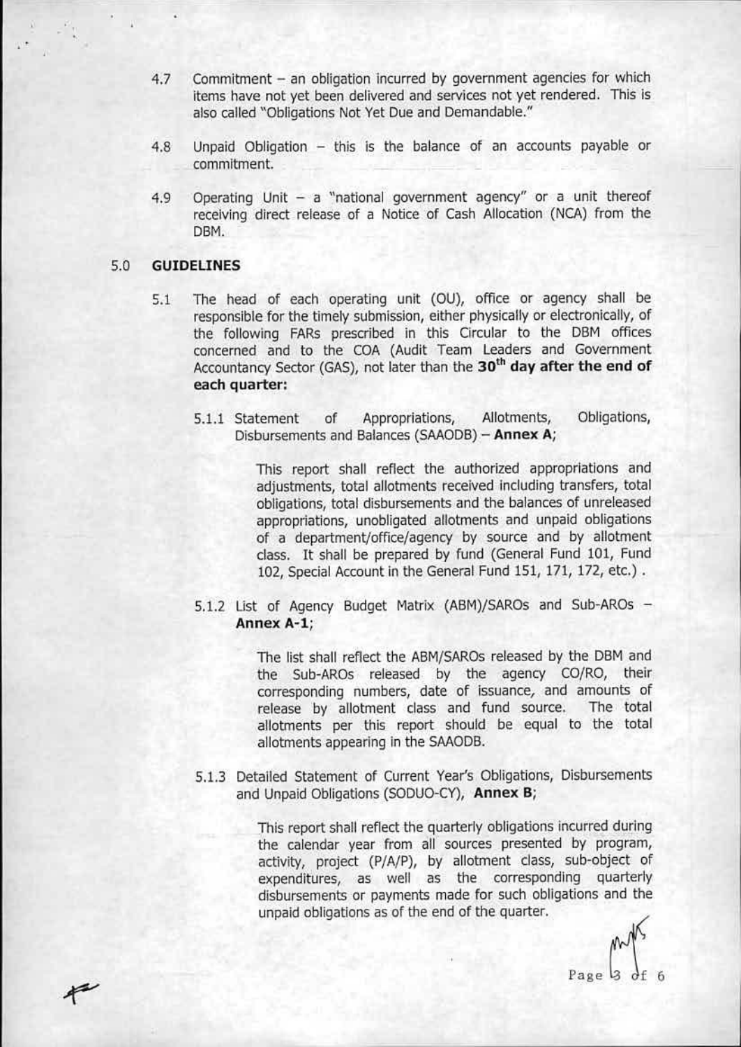4.7 Commitment – an obligation incurred by government agencies for which items have not yet been delivered and services not yet rendered. This is also called "Obligations Not Yet Due and Demandable."

4.8 Unpaid Obligation – this is the balance of an accounts payable or commitment.

4.9 Operating Unit – a "national government agency" or a unit thereof receiving direct release of a Notice of Cash Allocation (NCA) from the DBM.

## 5.0 GUIDELINES

5.1 The head of each operating unit (OU), office or agency shall be responsible for the timely submission, either physically or electronically, of the following FARs prescribed in this Circular to the DBM offices concerned and to the COA (Audit Team Leaders and Government Accountancy Sector (GAS), not later than the **30th day after the end of each quarter:**

5.1.1 Statement of Appropriations, Allotments, Obligations, Disbursements and Balances (SAAODB) – **Annex A**;

This report shall reflect the authorized appropriations and adjustments, total allotments received including transfers, total obligations, total disbursements and the balances of unreleased appropriations, unobligated allotments and unpaid obligations of a department/office/agency by source and by allotment class. It shall be prepared by fund (General Fund 101, Fund 102, Special Account in the General Fund 151, 171, 172, etc.) .

5.1.2 List of Agency Budget Matrix (ABM)/SAROs and Sub-AROs – **Annex A-1**;

The list shall reflect the ABM/SAROs released by the DBM and the Sub-AROs released by the agency CO/RO, their corresponding numbers, date of issuance, and amounts of release by allotment class and fund source. The total allotments per this report should be equal to the total allotments appearing in the SAAODB.

5.1.3 Detailed Statement of Current Year's Obligations, Disbursements and Unpaid Obligations (SODUO-CY), **Annex B**;

This report shall reflect the quarterly obligations incurred during the calendar year from all sources presented by program, activity, project (P/A/P), by allotment class, sub-object of expenditures, as well as the corresponding quarterly disbursements or payments made for such obligations and the unpaid obligations as of the end of the quarter.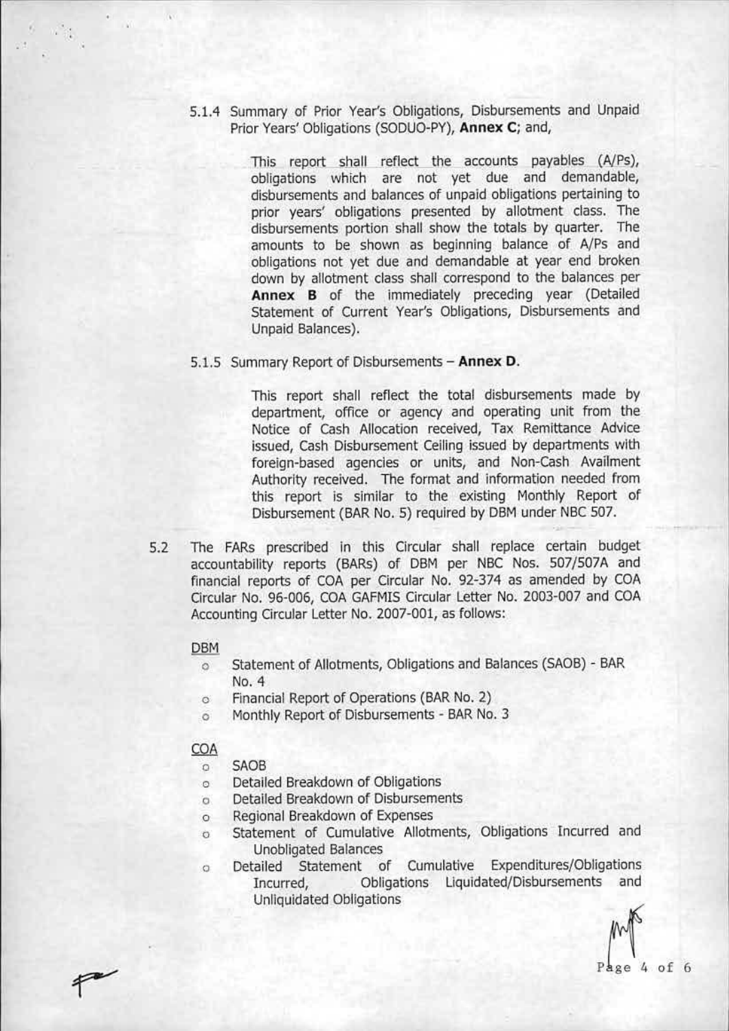5.1.4 Summary of Prior Year's Obligations, Disbursements and Unpaid Prior Years' Obligations (SODUO-PY), **Annex C**; and,

This report shall reflect the accounts payables (A/Ps), obligations which are not yet due and demandable, disbursements and balances of unpaid obligations pertaining to prior years' obligations presented by allotment class. The disbursements portion shall show the totals by quarter. The amounts to be shown as beginning balance of A/Ps and obligations not yet due and demandable at year end broken down by allotment class shall correspond to the balances per **Annex B** of the immediately preceding year (Detailed Statement of Current Year's Obligations, Disbursements and Unpaid Balances).

5.1.5 Summary Report of Disbursements – **Annex D**.

This report shall reflect the total disbursements made by department, office or agency and operating unit from the Notice of Cash Allocation received, Tax Remittance Advice issued, Cash Disbursement Ceiling issued by departments with foreign-based agencies or units, and Non-Cash Availment Authority received. The format and information needed from this report is similar to the existing Monthly Report of Disbursement (BAR No. 5) required by DBM under NBC 507.

5.2 The FARs prescribed in this Circular shall replace certain budget accountability reports (BARs) of DBM per NBC Nos. 507/507A and financial reports of COA per Circular No. 92-374 as amended by COA Circular No. 96-006, COA GAFMIS Circular Letter No. 2003-007 and COA Accounting Circular Letter No. 2007-001, as follows:

DBM

- Statement of Allotments, Obligations and Balances (SAOB) - BAR No. 4
- Financial Report of Operations (BAR No. 2)
- Monthly Report of Disbursements - BAR No. 3

COA

- SAOB
- Detailed Breakdown of Obligations
- Detailed Breakdown of Disbursements
- Regional Breakdown of Expenses
- Statement of Cumulative Allotments, Obligations Incurred and Unobligated Balances
- Detailed Statement of Cumulative Expenditures/Obligations Incurred, Obligations Liquidated/Disbursements and Unliquidated Obligations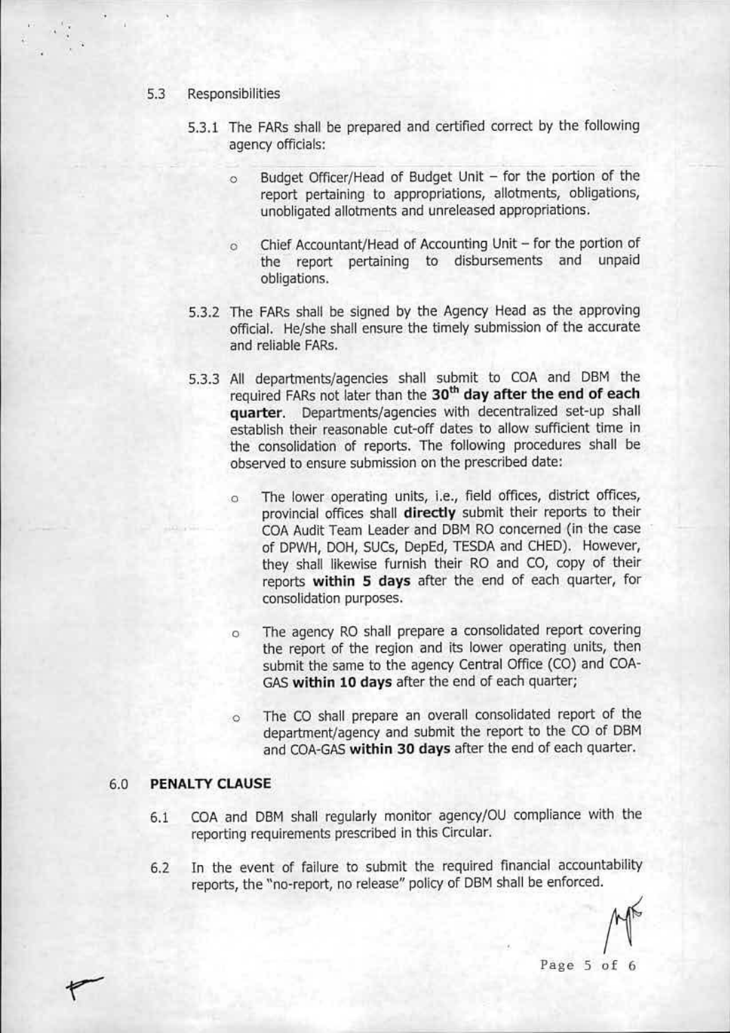5.3 Responsibilities

5.3.1 The FARs shall be prepared and certified correct by the following agency officials:

- Budget Officer/Head of Budget Unit – for the portion of the report pertaining to appropriations, allotments, obligations, unobligated allotments and unreleased appropriations.
- Chief Accountant/Head of Accounting Unit – for the portion of the report pertaining to disbursements and unpaid obligations.

5.3.2 The FARs shall be signed by the Agency Head as the approving official. He/she shall ensure the timely submission of the accurate and reliable FARs.

5.3.3 All departments/agencies shall submit to COA and DBM the required FARs not later than the **30th day after the end of each quarter**. Departments/agencies with decentralized set-up shall establish their reasonable cut-off dates to allow sufficient time in the consolidation of reports. The following procedures shall be observed to ensure submission on the prescribed date:

- The lower operating units, i.e., field offices, district offices, provincial offices shall **directly** submit their reports to their COA Audit Team Leader and DBM RO concerned (in the case of DPWH, DOH, SUCs, DepEd, TESDA and CHED). However, they shall likewise furnish their RO and CO, copy of their reports **within 5 days** after the end of each quarter, for consolidation purposes.
- The agency RO shall prepare a consolidated report covering the report of the region and its lower operating units, then submit the same to the agency Central Office (CO) and COA-GAS **within 10 days** after the end of each quarter;
- The CO shall prepare an overall consolidated report of the department/agency and submit the report to the CO of DBM and COA-GAS **within 30 days** after the end of each quarter.

## 6.0 PENALTY CLAUSE

6.1 COA and DBM shall regularly monitor agency/OU compliance with the reporting requirements prescribed in this Circular.

6.2 In the event of failure to submit the required financial accountability reports, the "no-report, no release" policy of DBM shall be enforced.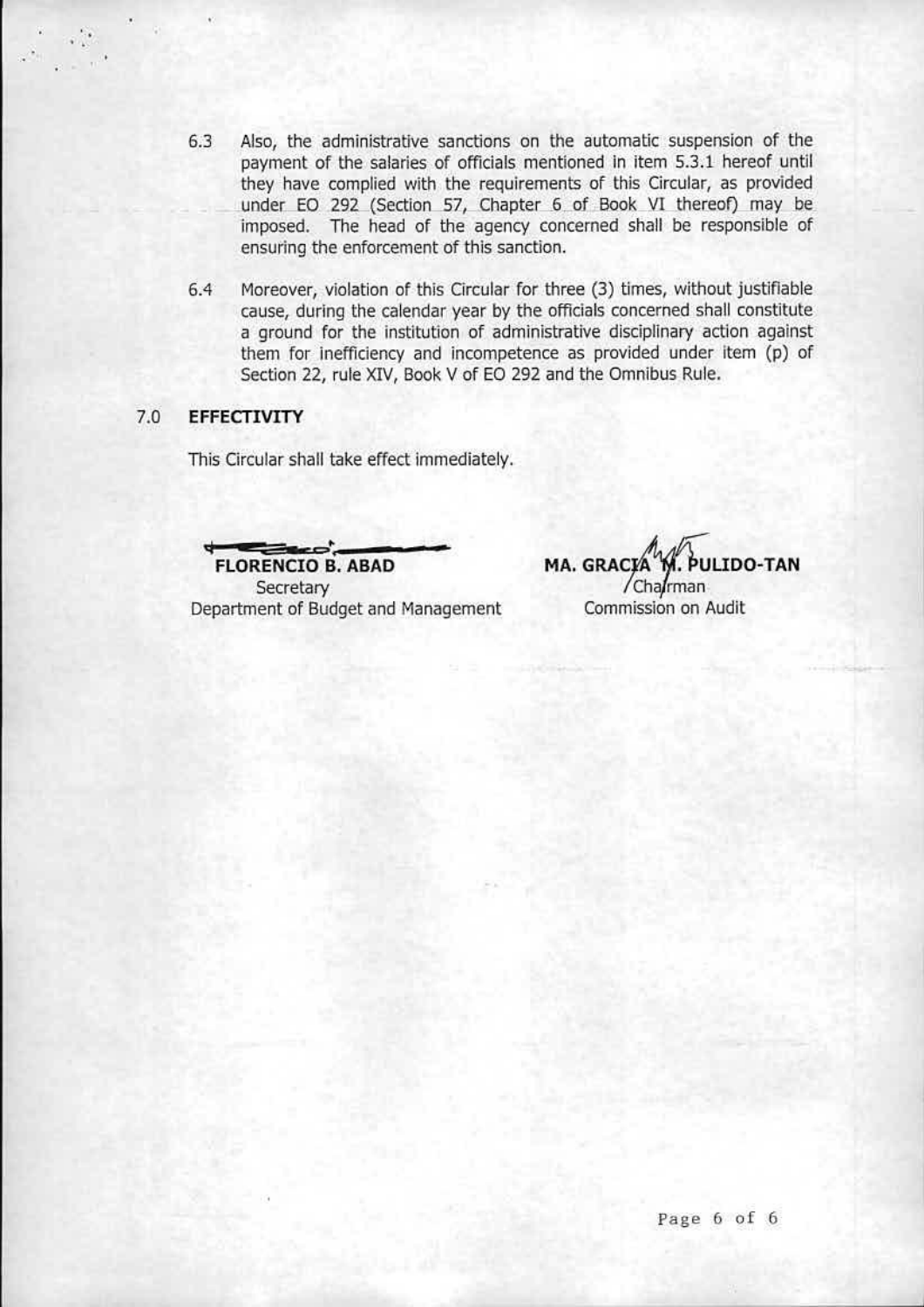6.3 Also, the administrative sanctions on the automatic suspension of the payment of the salaries of officials mentioned in item 5.3.1 hereof until they have complied with the requirements of this Circular, as provided under EO 292 (Section 57, Chapter 6 of Book VI thereof) may be imposed. The head of the agency concerned shall be responsible of ensuring the enforcement of this sanction.

6.4 Moreover, violation of this Circular for three (3) times, without justifiable cause, during the calendar year by the officials concerned shall constitute a ground for the institution of administrative disciplinary action against them for inefficiency and incompetence as provided under item (p) of Section 22, rule XIV, Book V of EO 292 and the Omnibus Rule.

## 7.0 EFFECTIVITY

This Circular shall take effect immediately.

**FLORENCIO B. ABAD**
Secretary
Department of Budget and Management

**MA. GRACIA M. PULIDO-TAN**
Chairman
Commission on Audit